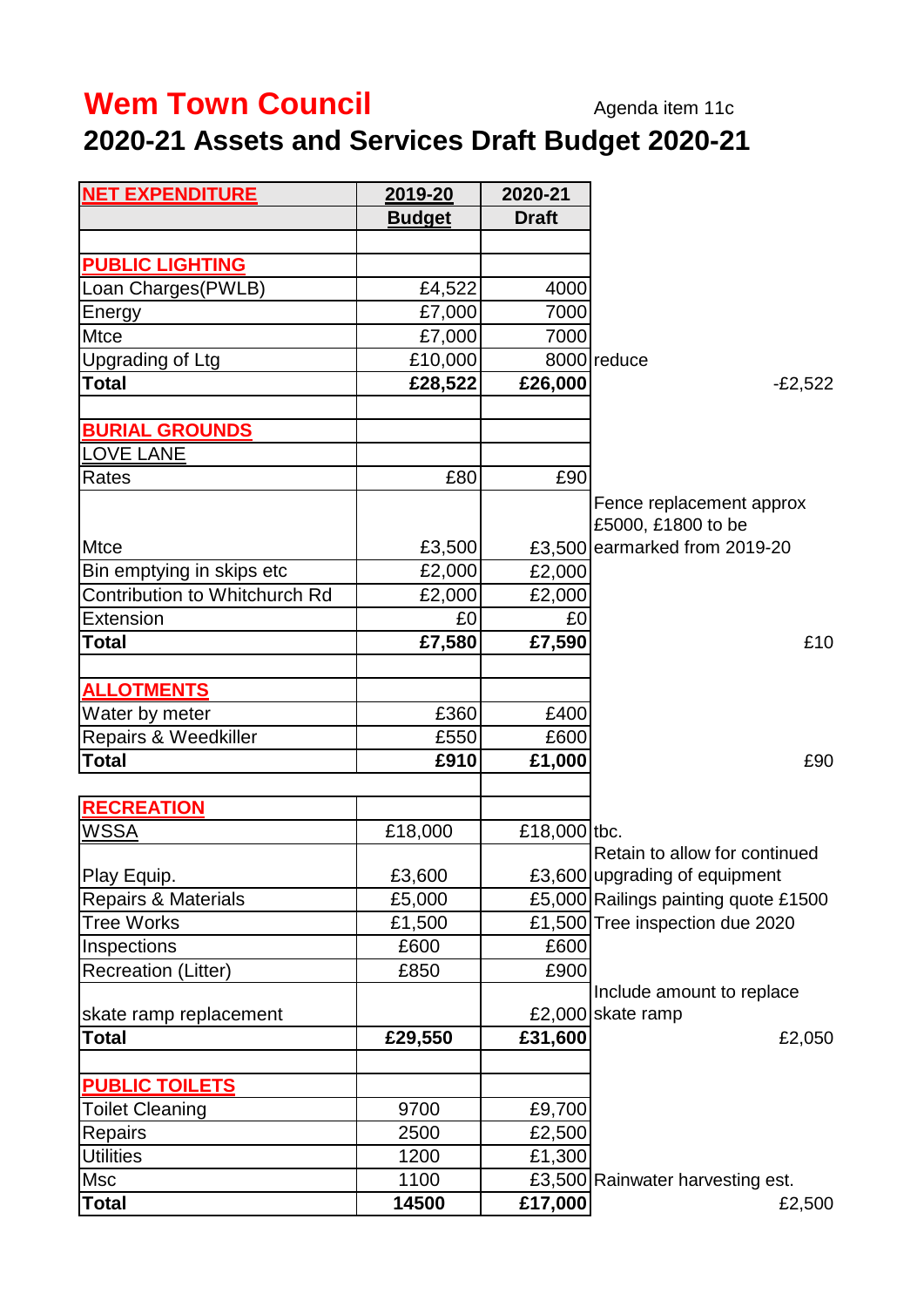# Wem Town Council

Agenda item 11c

## 2020-21 Assets and Services Draft Budget 2020-21

| NET EXPENDITURE | 2019-20 Budget | 2020-21 Draft | | |
|---|---|---|---|---|
| | | | | |
| **PUBLIC LIGHTING** | | | | |
| Loan Charges(PWLB) | £4,522 | 4000 | | |
| Energy | £7,000 | 7000 | | |
| Mtce | £7,000 | 7000 | | |
| Upgrading of Ltg | £10,000 | 8000 | reduce | |
| **Total** | **£28,522** | **£26,000** | | -£2,522 |
| | | | | |
| **BURIAL GROUNDS** | | | | |
| LOVE LANE | | | | |
| Rates | £80 | £90 | | |
| Mtce | £3,500 | £3,500 | Fence replacement approx £5000, £1800 to be earmarked from 2019-20 | |
| Bin emptying in skips etc | £2,000 | £2,000 | | |
| Contribution to Whitchurch Rd | £2,000 | £2,000 | | |
| Extension | £0 | £0 | | |
| **Total** | **£7,580** | **£7,590** | | £10 |
| | | | | |
| **ALLOTMENTS** | | | | |
| Water by meter | £360 | £400 | | |
| Repairs & Weedkiller | £550 | £600 | | |
| **Total** | **£910** | **£1,000** | | £90 |
| | | | | |
| **RECREATION** | | | | |
| WSSA | £18,000 | £18,000 | tbc. | |
| Play Equip. | £3,600 | £3,600 | Retain to allow for continued upgrading of equipment | |
| Repairs & Materials | £5,000 | £5,000 | Railings painting quote £1500 | |
| Tree Works | £1,500 | £1,500 | Tree inspection due 2020 | |
| Inspections | £600 | £600 | | |
| Recreation (Litter) | £850 | £900 | | |
| skate ramp replacement | | £2,000 | Include amount to replace skate ramp | |
| **Total** | **£29,550** | **£31,600** | | £2,050 |
| | | | | |
| **PUBLIC TOILETS** | | | | |
| Toilet Cleaning | 9700 | £9,700 | | |
| Repairs | 2500 | £2,500 | | |
| Utilities | 1200 | £1,300 | | |
| Msc | 1100 | £3,500 | Rainwater harvesting est. | |
| **Total** | **14500** | **£17,000** | | £2,500 |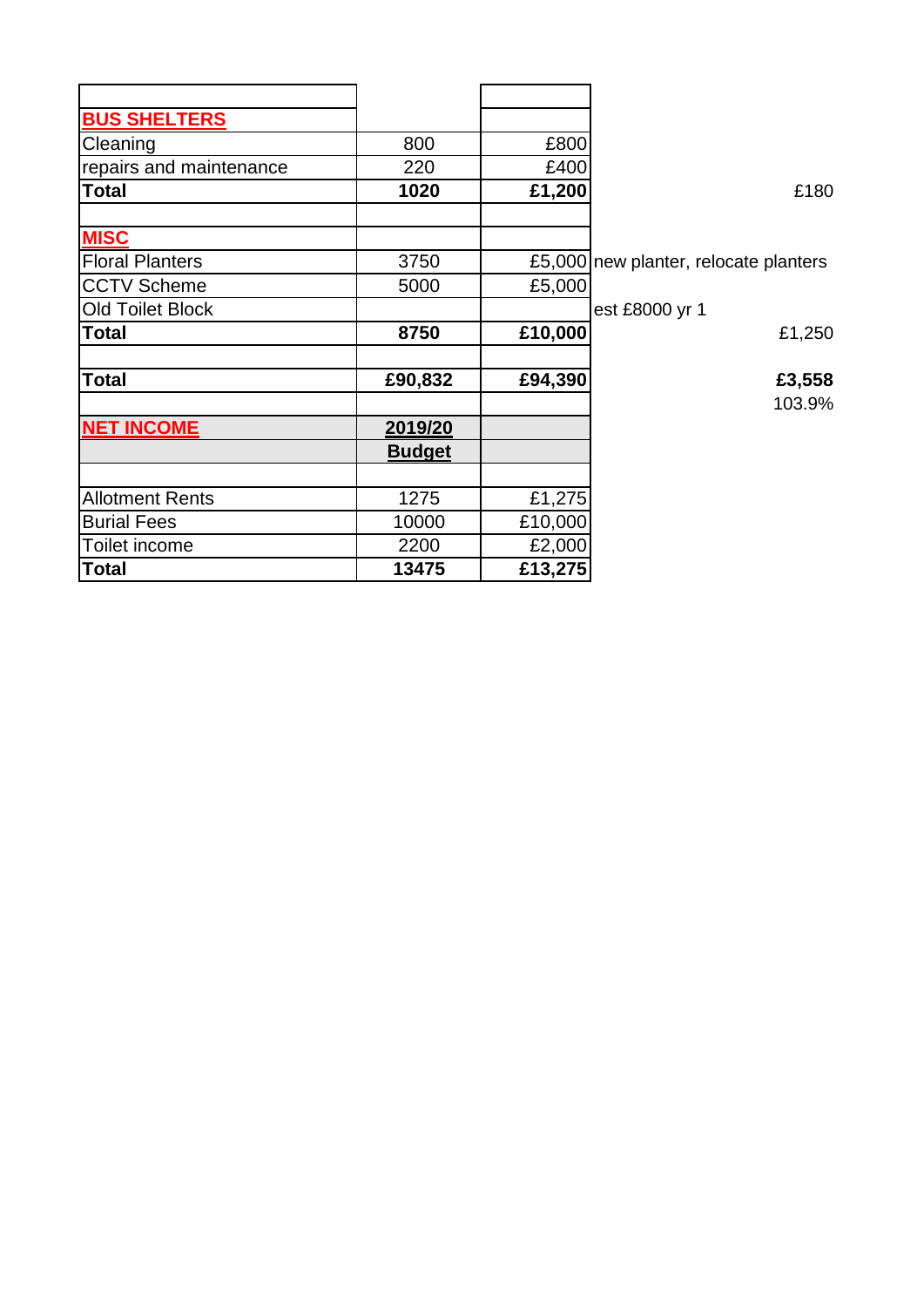| | | | | |
|---|---|---|---|---|
| **BUS SHELTERS** | | | | |
| Cleaning | 800 | £800 | | |
| repairs and maintenance | 220 | £400 | | |
| **Total** | **1020** | **£1,200** | | £180 |
| | | | | |
| **MISC** | | | | |
| Floral Planters | 3750 | £5,000 | new planter, relocate planters | |
| CCTV Scheme | 5000 | £5,000 | | |
| Old Toilet Block | | | est £8000 yr 1 | |
| **Total** | **8750** | **£10,000** | | £1,250 |
| | | | | |
| **Total** | **£90,832** | **£94,390** | | **£3,558** |
| | | | | 103.9% |
| **NET INCOME** | **2019/20** | | | |
| | **Budget** | | | |
| | | | | |
| Allotment Rents | 1275 | £1,275 | | |
| Burial Fees | 10000 | £10,000 | | |
| Toilet income | 2200 | £2,000 | | |
| **Total** | **13475** | **£13,275** | | |